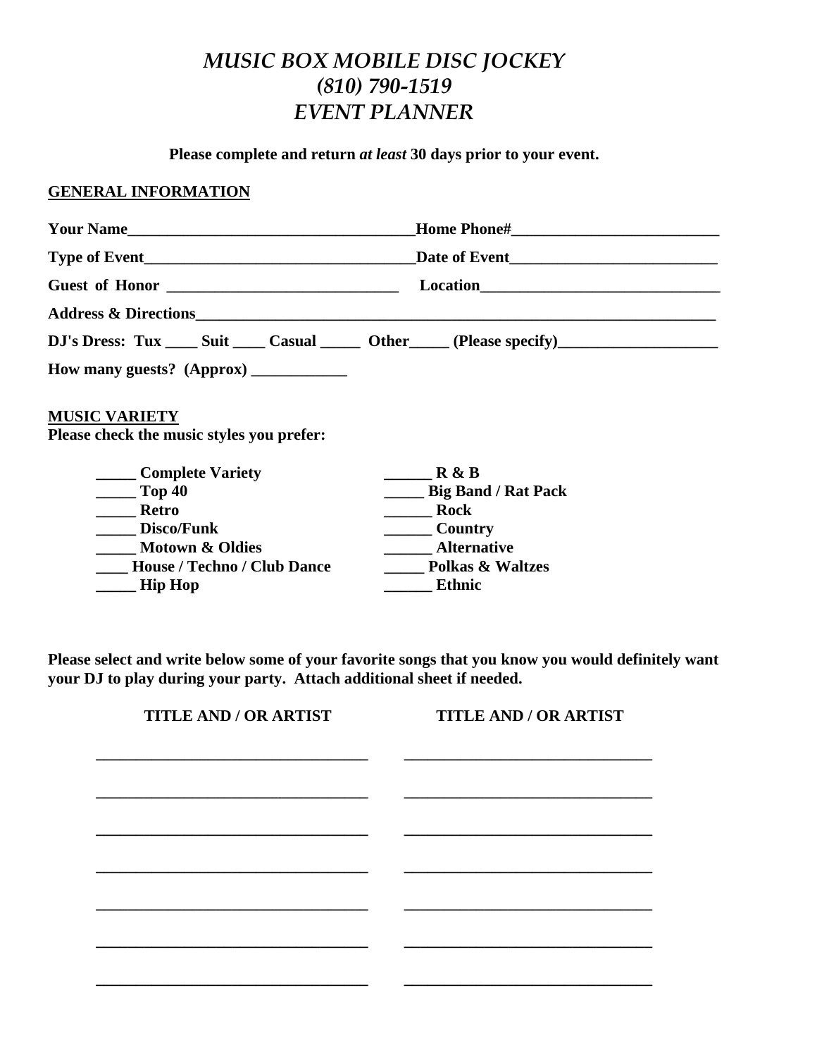# *MUSIC BOX MOBILE DISC JOCKEY*
# *(810) 790-1519*
# *EVENT PLANNER*

**Please complete and return *at least* 30 days prior to your event.**

## GENERAL INFORMATION

**Your Name**_____________________________________**Home Phone#**__________________________

**Type of Event**__________________________________**Date of Event**__________________________

**Guest of Honor** _____________________________ **Location**______________________________

**Address & Directions**_____________________________________________________________________

**DJ's Dress: Tux ____ Suit ____ Casual _____ Other_____ (Please specify)____________________**

**How many guests? (Approx) ____________**

## MUSIC VARIETY

**Please check the music styles you prefer:**

| | |
|---|---|
| **_____ Complete Variety** | **______ R & B** |
| **_____ Top 40** | **_____ Big Band / Rat Pack** |
| **_____ Retro** | **______ Rock** |
| **_____ Disco/Funk** | **______ Country** |
| **_____ Motown & Oldies** | **______ Alternative** |
| **____ House / Techno / Club Dance** | **_____ Polkas & Waltzes** |
| **_____ Hip Hop** | **______ Ethnic** |

**Please select and write below some of your favorite songs that you know you would definitely want your DJ to play during your party. Attach additional sheet if needed.**

| TITLE AND / OR ARTIST | TITLE AND / OR ARTIST |
|---|---|
| __________________________________ | _______________________________ |
| __________________________________ | _______________________________ |
| __________________________________ | _______________________________ |
| __________________________________ | _______________________________ |
| __________________________________ | _______________________________ |
| __________________________________ | _______________________________ |
| __________________________________ | _______________________________ |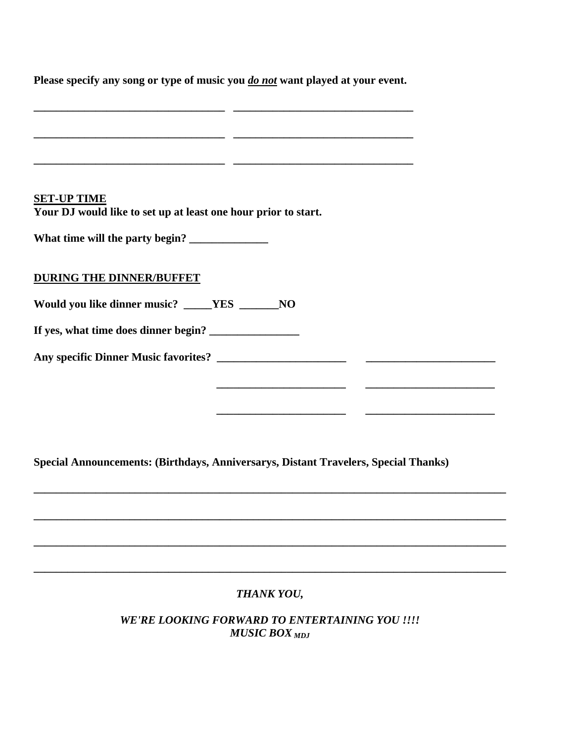**Please specify any song or type of music you *do not* want played at your event.**

___________________________________ _________________________________

___________________________________ _________________________________

___________________________________ _________________________________

**SET-UP TIME**
**Your DJ would like to set up at least one hour prior to start.**

**What time will the party begin? ______________**

**DURING THE DINNER/BUFFET**

**Would you like dinner music? _____YES _______NO**

**If yes, what time does dinner begin? ________________**

**Any specific Dinner Music favorites? _______________________ _______________________**

_______________________ _______________________

_______________________ _______________________

**Special Announcements: (Birthdays, Anniversarys, Distant Travelers, Special Thanks)**

_____________________________________________________________________________________

_____________________________________________________________________________________

_____________________________________________________________________________________

_____________________________________________________________________________________

***THANK YOU,***

***WE'RE LOOKING FORWARD TO ENTERTAINING YOU !!!!***
***MUSIC BOX $_{MDJ}$***